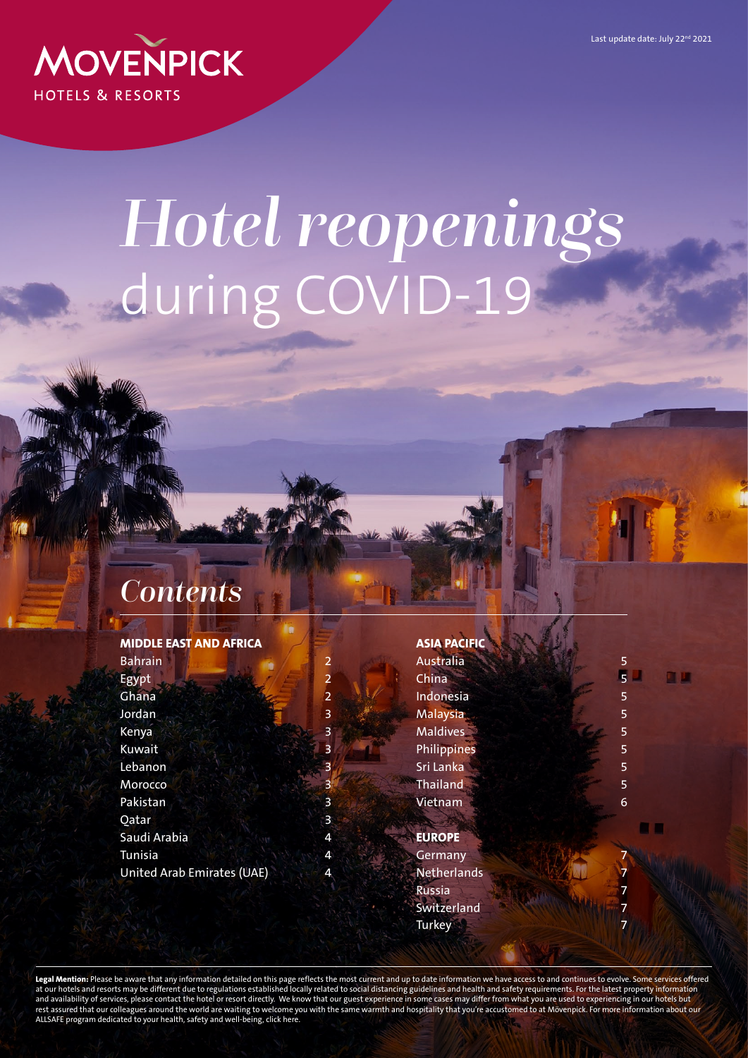MOVENPICK
HOTELS & RESORTS

Last update date: July 22nd 2021

# *Hotel reopenings* during COVID-19

## *Contents*

| MIDDLE EAST AND AFRICA | |
|---|---|
| Bahrain | 2 |
| Egypt | 2 |
| Ghana | 2 |
| Jordan | 3 |
| Kenya | 3 |
| Kuwait | 3 |
| Lebanon | 3 |
| Morocco | 3 |
| Pakistan | 3 |
| Qatar | 3 |
| Saudi Arabia | 4 |
| Tunisia | 4 |
| United Arab Emirates (UAE) | 4 |

| ASIA PACIFIC | |
|---|---|
| Australia | 5 |
| China | 5 |
| Indonesia | 5 |
| Malaysia | 5 |
| Maldives | 5 |
| Philippines | 5 |
| Sri Lanka | 5 |
| Thailand | 5 |
| Vietnam | 6 |

| EUROPE | |
|---|---|
| Germany | 7 |
| Netherlands | 7 |
| Russia | 7 |
| Switzerland | 7 |
| Turkey | 7 |

**Legal Mention:** Please be aware that any information detailed on this page reflects the most current and up to date information we have access to and continues to evolve. Some services offered at our hotels and resorts may be different due to regulations established locally related to social distancing guidelines and health and safety requirements. For the latest property information and availability of services, please contact the hotel or resort directly. We know that our guest experience in some cases may differ from what you are used to experiencing in our hotels but rest assured that our colleagues around the world are waiting to welcome you with the same warmth and hospitality that you're accustomed to at Mövenpick. For more information about our ALLSAFE program dedicated to your health, safety and well-being, click here.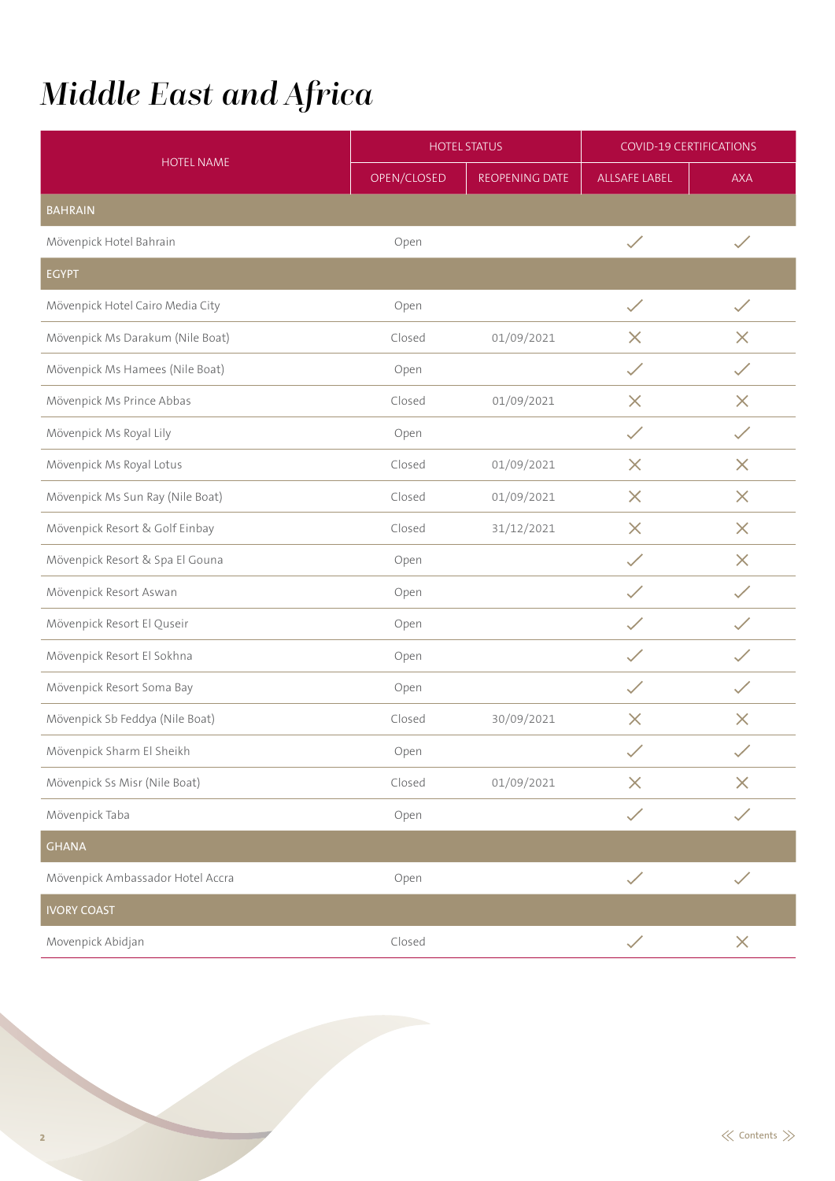# *Middle East and Africa*

| HOTEL NAME | HOTEL STATUS | | COVID-19 CERTIFICATIONS | |
|---|---|---|---|---|
| | OPEN/CLOSED | REOPENING DATE | ALLSAFE LABEL | AXA |
| **BAHRAIN** | | | | |
| Mövenpick Hotel Bahrain | Open | | ✓ | ✓ |
| **EGYPT** | | | | |
| Mövenpick Hotel Cairo Media City | Open | | ✓ | ✓ |
| Mövenpick Ms Darakum (Nile Boat) | Closed | 01/09/2021 | ✗ | ✗ |
| Mövenpick Ms Hamees (Nile Boat) | Open | | ✓ | ✓ |
| Mövenpick Ms Prince Abbas | Closed | 01/09/2021 | ✗ | ✗ |
| Mövenpick Ms Royal Lily | Open | | ✓ | ✓ |
| Mövenpick Ms Royal Lotus | Closed | 01/09/2021 | ✗ | ✗ |
| Mövenpick Ms Sun Ray (Nile Boat) | Closed | 01/09/2021 | ✗ | ✗ |
| Mövenpick Resort & Golf Einbay | Closed | 31/12/2021 | ✗ | ✗ |
| Mövenpick Resort & Spa El Gouna | Open | | ✓ | ✗ |
| Mövenpick Resort Aswan | Open | | ✓ | ✓ |
| Mövenpick Resort El Quseir | Open | | ✓ | ✓ |
| Mövenpick Resort El Sokhna | Open | | ✓ | ✓ |
| Mövenpick Resort Soma Bay | Open | | ✓ | ✓ |
| Mövenpick Sb Feddya (Nile Boat) | Closed | 30/09/2021 | ✗ | ✗ |
| Mövenpick Sharm El Sheikh | Open | | ✓ | ✓ |
| Mövenpick Ss Misr (Nile Boat) | Closed | 01/09/2021 | ✗ | ✗ |
| Mövenpick Taba | Open | | ✓ | ✓ |
| **GHANA** | | | | |
| Mövenpick Ambassador Hotel Accra | Open | | ✓ | ✓ |
| **IVORY COAST** | | | | |
| Movenpick Abidjan | Closed | | ✓ | ✗ |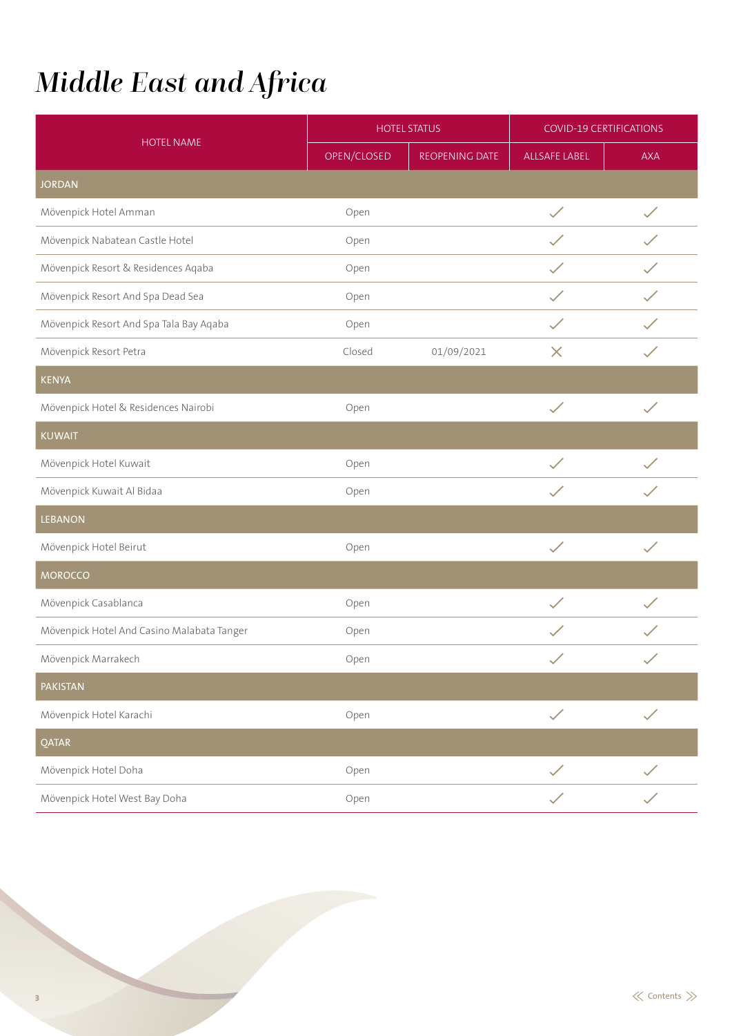# Middle East and Africa

| HOTEL NAME | HOTEL STATUS | | COVID-19 CERTIFICATIONS | |
|---|---|---|---|---|
| | OPEN/CLOSED | REOPENING DATE | ALLSAFE LABEL | AXA |
| **JORDAN** | | | | |
| Mövenpick Hotel Amman | Open | | ✓ | ✓ |
| Mövenpick Nabatean Castle Hotel | Open | | ✓ | ✓ |
| Mövenpick Resort & Residences Aqaba | Open | | ✓ | ✓ |
| Mövenpick Resort And Spa Dead Sea | Open | | ✓ | ✓ |
| Mövenpick Resort And Spa Tala Bay Aqaba | Open | | ✓ | ✓ |
| Mövenpick Resort Petra | Closed | 01/09/2021 | ✗ | ✓ |
| **KENYA** | | | | |
| Mövenpick Hotel & Residences Nairobi | Open | | ✓ | ✓ |
| **KUWAIT** | | | | |
| Mövenpick Hotel Kuwait | Open | | ✓ | ✓ |
| Mövenpick Kuwait Al Bidaa | Open | | ✓ | ✓ |
| **LEBANON** | | | | |
| Mövenpick Hotel Beirut | Open | | ✓ | ✓ |
| **MOROCCO** | | | | |
| Mövenpick Casablanca | Open | | ✓ | ✓ |
| Mövenpick Hotel And Casino Malabata Tanger | Open | | ✓ | ✓ |
| Mövenpick Marrakech | Open | | ✓ | ✓ |
| **PAKISTAN** | | | | |
| Mövenpick Hotel Karachi | Open | | ✓ | ✓ |
| **QATAR** | | | | |
| Mövenpick Hotel Doha | Open | | ✓ | ✓ |
| Mövenpick Hotel West Bay Doha | Open | | ✓ | ✓ |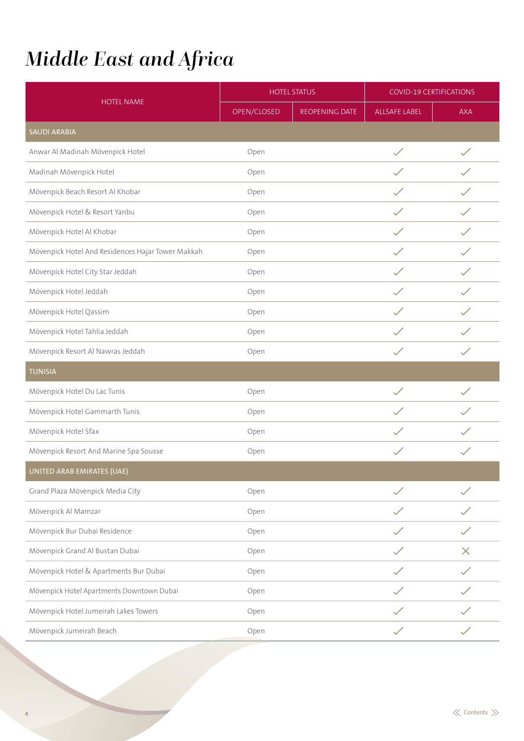# *Middle East and Africa*

| HOTEL NAME | HOTEL STATUS | | COVID-19 CERTIFICATIONS | |
|---|---|---|---|---|
| | OPEN/CLOSED | REOPENING DATE | ALLSAFE LABEL | AXA |
| **SAUDI ARABIA** | | | | |
| Anwar Al Madinah Mövenpick Hotel | Open | | ✓ | ✓ |
| Madinah Mövenpick Hotel | Open | | ✓ | ✓ |
| Mövenpick Beach Resort Al Khobar | Open | | ✓ | ✓ |
| Mövenpick Hotel & Resort Yanbu | Open | | ✓ | ✓ |
| Mövenpick Hotel Al Khobar | Open | | ✓ | ✓ |
| Mövenpick Hotel And Residences Hajar Tower Makkah | Open | | ✓ | ✓ |
| Mövenpick Hotel City Star Jeddah | Open | | ✓ | ✓ |
| Mövenpick Hotel Jeddah | Open | | ✓ | ✓ |
| Mövenpick Hotel Qassim | Open | | ✓ | ✓ |
| Mövenpick Hotel Tahlia Jeddah | Open | | ✓ | ✓ |
| Mövenpick Resort Al Nawras Jeddah | Open | | ✓ | ✓ |
| **TUNISIA** | | | | |
| Mövenpick Hotel Du Lac Tunis | Open | | ✓ | ✓ |
| Mövenpick Hotel Gammarth Tunis | Open | | ✓ | ✓ |
| Mövenpick Hotel Sfax | Open | | ✓ | ✓ |
| Mövenpick Resort And Marine Spa Sousse | Open | | ✓ | ✓ |
| **UNITED ARAB EMIRATES (UAE)** | | | | |
| Grand Plaza Mövenpick Media City | Open | | ✓ | ✓ |
| Mövenpick Al Mamzar | Open | | ✓ | ✓ |
| Mövenpick Bur Dubai Residence | Open | | ✓ | ✓ |
| Mövenpick Grand Al Bustan Dubai | Open | | ✓ | ✕ |
| Mövenpick Hotel & Apartments Bur Dubai | Open | | ✓ | ✓ |
| Mövenpick Hotel Apartments Downtown Dubai | Open | | ✓ | ✓ |
| Mövenpick Hotel Jumeirah Lakes Towers | Open | | ✓ | ✓ |
| Mövenpick Jumeirah Beach | Open | | ✓ | ✓ |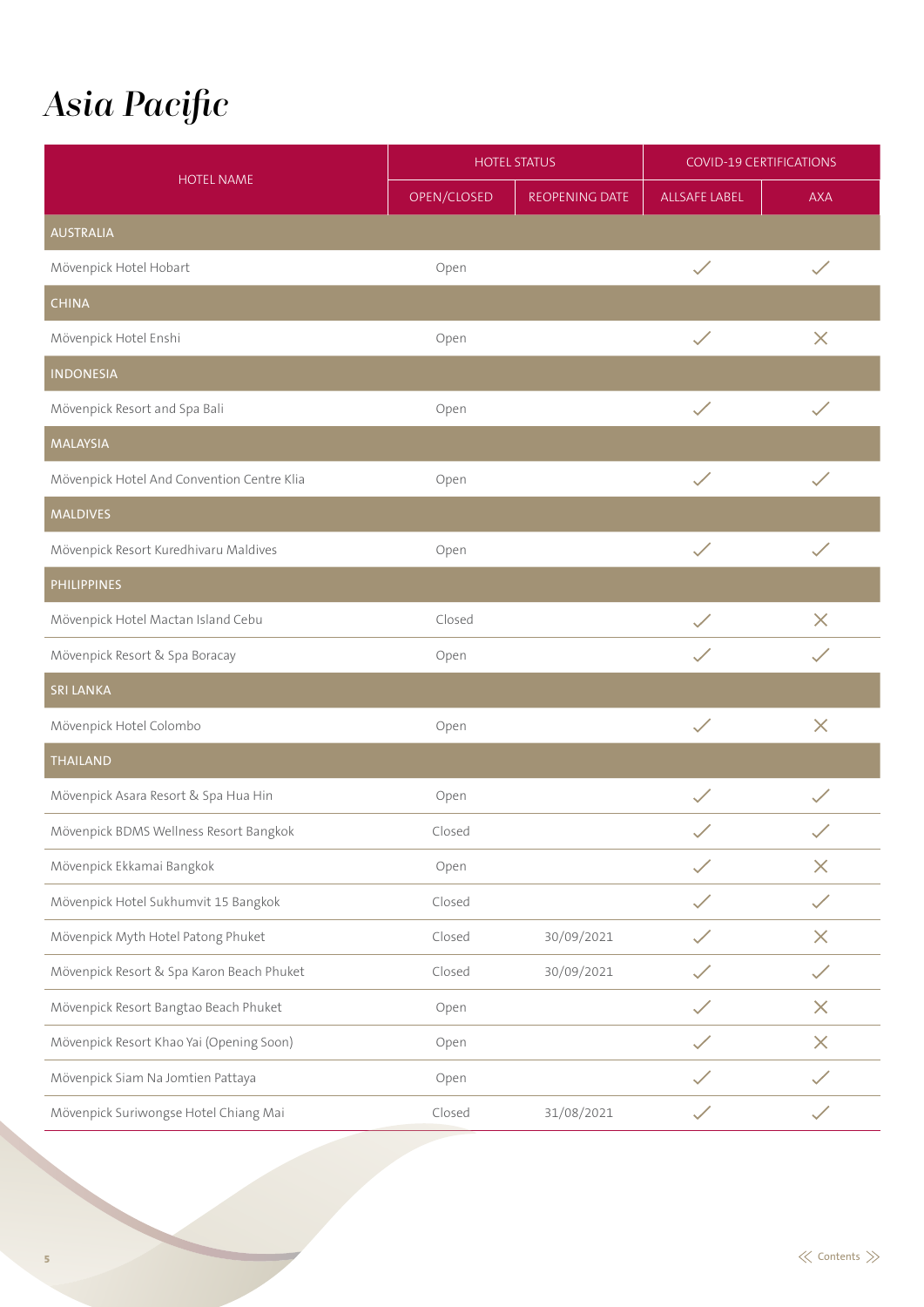# Asia Pacific

| HOTEL NAME | HOTEL STATUS | | COVID-19 CERTIFICATIONS | |
|---|---|---|---|---|
| | OPEN/CLOSED | REOPENING DATE | ALLSAFE LABEL | AXA |
| **AUSTRALIA** | | | | |
| Mövenpick Hotel Hobart | Open | | ✓ | ✓ |
| **CHINA** | | | | |
| Mövenpick Hotel Enshi | Open | | ✓ | ✕ |
| **INDONESIA** | | | | |
| Mövenpick Resort and Spa Bali | Open | | ✓ | ✓ |
| **MALAYSIA** | | | | |
| Mövenpick Hotel And Convention Centre Klia | Open | | ✓ | ✓ |
| **MALDIVES** | | | | |
| Mövenpick Resort Kuredhivaru Maldives | Open | | ✓ | ✓ |
| **PHILIPPINES** | | | | |
| Mövenpick Hotel Mactan Island Cebu | Closed | | ✓ | ✕ |
| Mövenpick Resort & Spa Boracay | Open | | ✓ | ✓ |
| **SRI LANKA** | | | | |
| Mövenpick Hotel Colombo | Open | | ✓ | ✕ |
| **THAILAND** | | | | |
| Mövenpick Asara Resort & Spa Hua Hin | Open | | ✓ | ✓ |
| Mövenpick BDMS Wellness Resort Bangkok | Closed | | ✓ | ✓ |
| Mövenpick Ekkamai Bangkok | Open | | ✓ | ✕ |
| Mövenpick Hotel Sukhumvit 15 Bangkok | Closed | | ✓ | ✓ |
| Mövenpick Myth Hotel Patong Phuket | Closed | 30/09/2021 | ✓ | ✕ |
| Mövenpick Resort & Spa Karon Beach Phuket | Closed | 30/09/2021 | ✓ | ✓ |
| Mövenpick Resort Bangtao Beach Phuket | Open | | ✓ | ✕ |
| Mövenpick Resort Khao Yai (Opening Soon) | Open | | ✓ | ✕ |
| Mövenpick Siam Na Jomtien Pattaya | Open | | ✓ | ✓ |
| Mövenpick Suriwongse Hotel Chiang Mai | Closed | 31/08/2021 | ✓ | ✓ |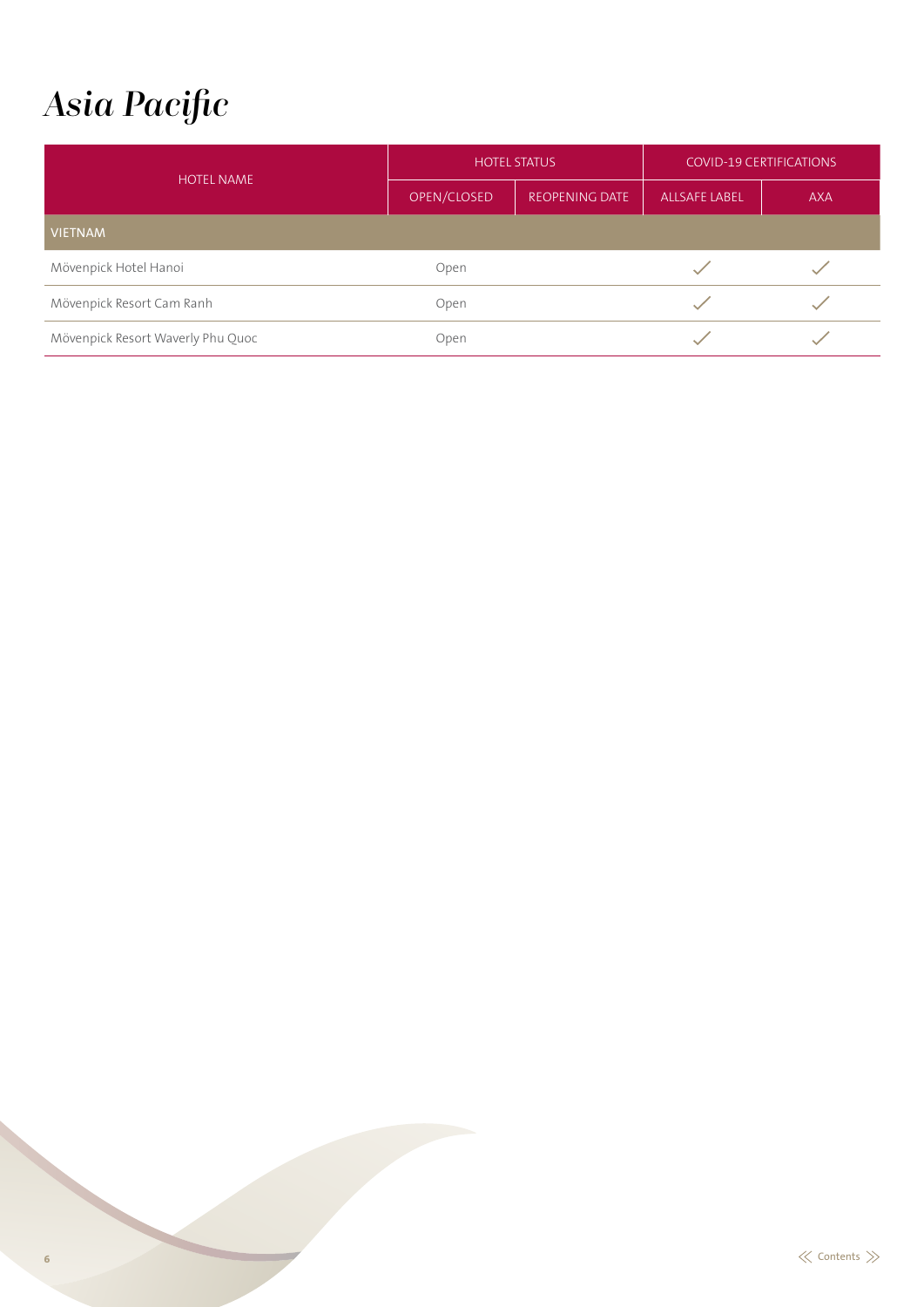# Asia Pacific

| HOTEL NAME | HOTEL STATUS | | COVID-19 CERTIFICATIONS | |
|---|---|---|---|---|
| | OPEN/CLOSED | REOPENING DATE | ALLSAFE LABEL | AXA |
| VIETNAM | | | | |
| Mövenpick Hotel Hanoi | Open | | ✓ | ✓ |
| Mövenpick Resort Cam Ranh | Open | | ✓ | ✓ |
| Mövenpick Resort Waverly Phu Quoc | Open | | ✓ | ✓ |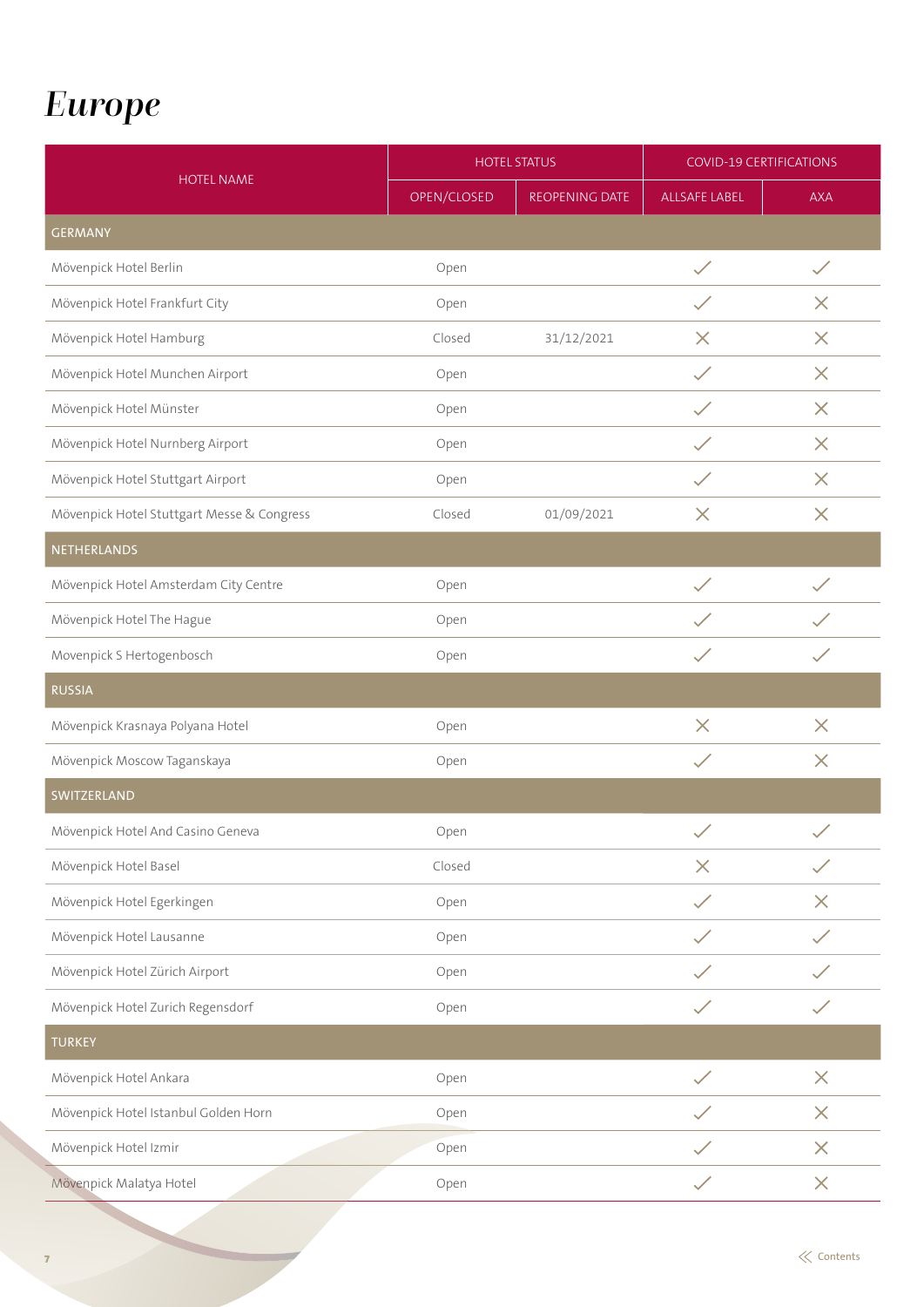# *Europe*

| HOTEL NAME | HOTEL STATUS | | COVID-19 CERTIFICATIONS | |
|---|---|---|---|---|
| | OPEN/CLOSED | REOPENING DATE | ALLSAFE LABEL | AXA |
| **GERMANY** | | | | |
| Mövenpick Hotel Berlin | Open | | ✓ | ✓ |
| Mövenpick Hotel Frankfurt City | Open | | ✓ | ✗ |
| Mövenpick Hotel Hamburg | Closed | 31/12/2021 | ✗ | ✗ |
| Mövenpick Hotel Munchen Airport | Open | | ✓ | ✗ |
| Mövenpick Hotel Münster | Open | | ✓ | ✗ |
| Mövenpick Hotel Nurnberg Airport | Open | | ✓ | ✗ |
| Mövenpick Hotel Stuttgart Airport | Open | | ✓ | ✗ |
| Mövenpick Hotel Stuttgart Messe & Congress | Closed | 01/09/2021 | ✗ | ✗ |
| **NETHERLANDS** | | | | |
| Mövenpick Hotel Amsterdam City Centre | Open | | ✓ | ✓ |
| Mövenpick Hotel The Hague | Open | | ✓ | ✓ |
| Movenpick S Hertogenbosch | Open | | ✓ | ✓ |
| **RUSSIA** | | | | |
| Mövenpick Krasnaya Polyana Hotel | Open | | ✗ | ✗ |
| Mövenpick Moscow Taganskaya | Open | | ✓ | ✗ |
| **SWITZERLAND** | | | | |
| Mövenpick Hotel And Casino Geneva | Open | | ✓ | ✓ |
| Mövenpick Hotel Basel | Closed | | ✗ | ✓ |
| Mövenpick Hotel Egerkingen | Open | | ✓ | ✗ |
| Mövenpick Hotel Lausanne | Open | | ✓ | ✓ |
| Mövenpick Hotel Zürich Airport | Open | | ✓ | ✓ |
| Mövenpick Hotel Zurich Regensdorf | Open | | ✓ | ✓ |
| **TURKEY** | | | | |
| Mövenpick Hotel Ankara | Open | | ✓ | ✗ |
| Mövenpick Hotel Istanbul Golden Horn | Open | | ✓ | ✗ |
| Mövenpick Hotel Izmir | Open | | ✓ | ✗ |
| Mövenpick Malatya Hotel | Open | | ✓ | ✗ |